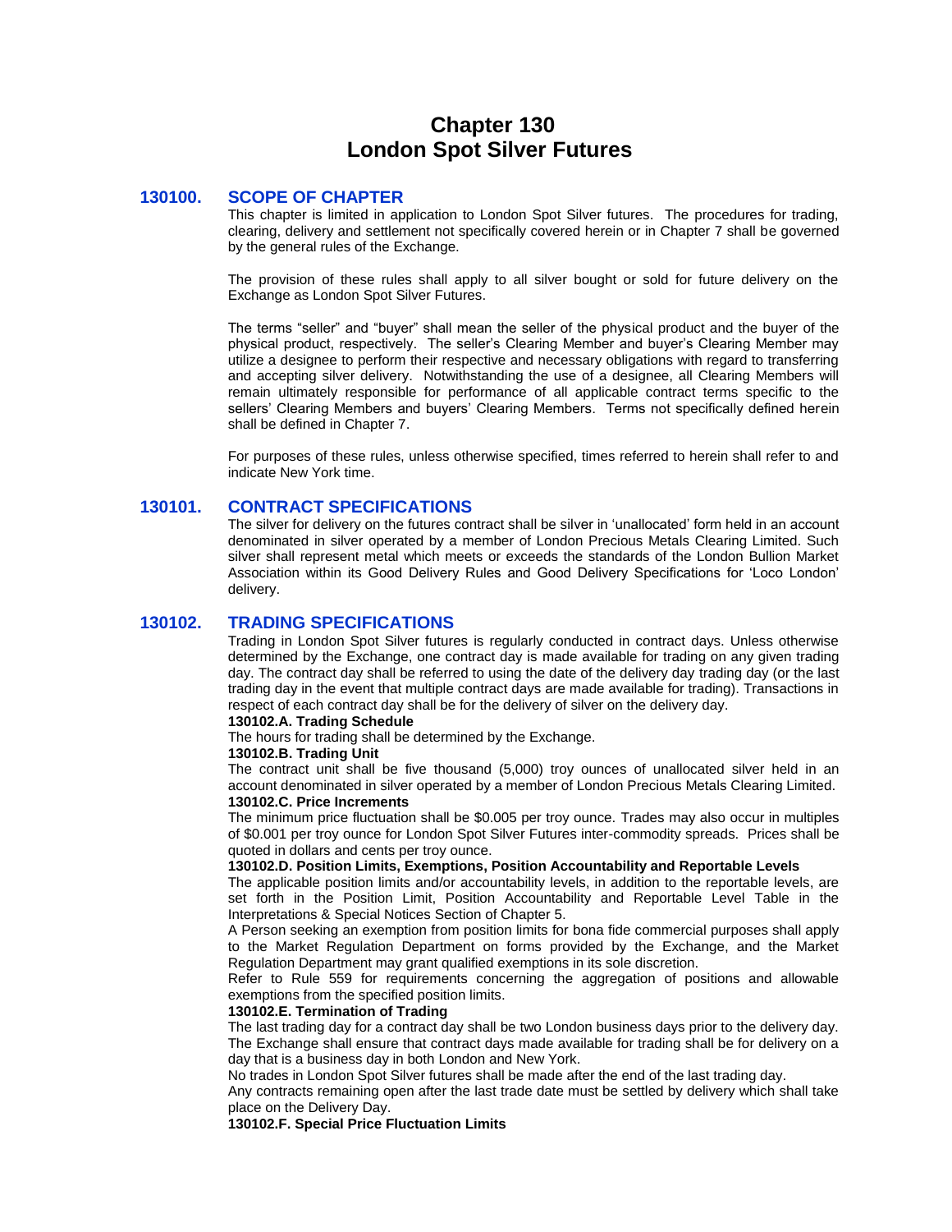# Chapter 130
# London Spot Silver Futures

## 130100. SCOPE OF CHAPTER

This chapter is limited in application to London Spot Silver futures. The procedures for trading, clearing, delivery and settlement not specifically covered herein or in Chapter 7 shall be governed by the general rules of the Exchange.

The provision of these rules shall apply to all silver bought or sold for future delivery on the Exchange as London Spot Silver Futures.

The terms "seller" and "buyer" shall mean the seller of the physical product and the buyer of the physical product, respectively. The seller's Clearing Member and buyer's Clearing Member may utilize a designee to perform their respective and necessary obligations with regard to transferring and accepting silver delivery. Notwithstanding the use of a designee, all Clearing Members will remain ultimately responsible for performance of all applicable contract terms specific to the sellers' Clearing Members and buyers' Clearing Members. Terms not specifically defined herein shall be defined in Chapter 7.

For purposes of these rules, unless otherwise specified, times referred to herein shall refer to and indicate New York time.

## 130101. CONTRACT SPECIFICATIONS

The silver for delivery on the futures contract shall be silver in 'unallocated' form held in an account denominated in silver operated by a member of London Precious Metals Clearing Limited. Such silver shall represent metal which meets or exceeds the standards of the London Bullion Market Association within its Good Delivery Rules and Good Delivery Specifications for 'Loco London' delivery.

## 130102. TRADING SPECIFICATIONS

Trading in London Spot Silver futures is regularly conducted in contract days. Unless otherwise determined by the Exchange, one contract day is made available for trading on any given trading day. The contract day shall be referred to using the date of the delivery day trading day (or the last trading day in the event that multiple contract days are made available for trading). Transactions in respect of each contract day shall be for the delivery of silver on the delivery day.

**130102.A. Trading Schedule**

The hours for trading shall be determined by the Exchange.

**130102.B. Trading Unit**

The contract unit shall be five thousand (5,000) troy ounces of unallocated silver held in an account denominated in silver operated by a member of London Precious Metals Clearing Limited.

**130102.C. Price Increments**

The minimum price fluctuation shall be $0.005 per troy ounce. Trades may also occur in multiples of $0.001 per troy ounce for London Spot Silver Futures inter-commodity spreads. Prices shall be quoted in dollars and cents per troy ounce.

**130102.D. Position Limits, Exemptions, Position Accountability and Reportable Levels**

The applicable position limits and/or accountability levels, in addition to the reportable levels, are set forth in the Position Limit, Position Accountability and Reportable Level Table in the Interpretations & Special Notices Section of Chapter 5.

A Person seeking an exemption from position limits for bona fide commercial purposes shall apply to the Market Regulation Department on forms provided by the Exchange, and the Market Regulation Department may grant qualified exemptions in its sole discretion.

Refer to Rule 559 for requirements concerning the aggregation of positions and allowable exemptions from the specified position limits.

**130102.E. Termination of Trading**

The last trading day for a contract day shall be two London business days prior to the delivery day. The Exchange shall ensure that contract days made available for trading shall be for delivery on a day that is a business day in both London and New York.

No trades in London Spot Silver futures shall be made after the end of the last trading day.

Any contracts remaining open after the last trade date must be settled by delivery which shall take place on the Delivery Day.

**130102.F. Special Price Fluctuation Limits**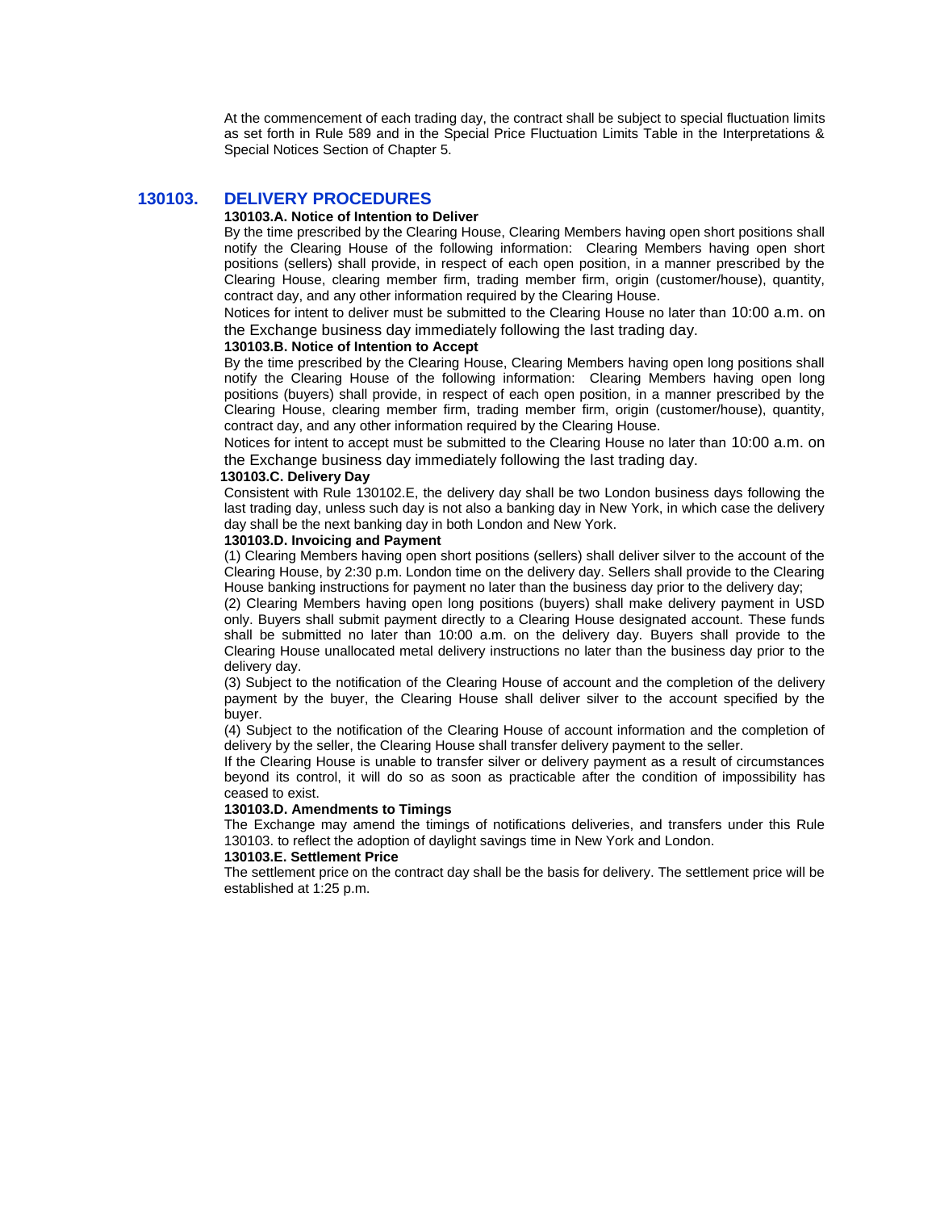At the commencement of each trading day, the contract shall be subject to special fluctuation limits as set forth in Rule 589 and in the Special Price Fluctuation Limits Table in the Interpretations & Special Notices Section of Chapter 5.

## 130103. DELIVERY PROCEDURES

**130103.A. Notice of Intention to Deliver**

By the time prescribed by the Clearing House, Clearing Members having open short positions shall notify the Clearing House of the following information: Clearing Members having open short positions (sellers) shall provide, in respect of each open position, in a manner prescribed by the Clearing House, clearing member firm, trading member firm, origin (customer/house), quantity, contract day, and any other information required by the Clearing House.

Notices for intent to deliver must be submitted to the Clearing House no later than 10:00 a.m. on the Exchange business day immediately following the last trading day.

**130103.B. Notice of Intention to Accept**

By the time prescribed by the Clearing House, Clearing Members having open long positions shall notify the Clearing House of the following information: Clearing Members having open long positions (buyers) shall provide, in respect of each open position, in a manner prescribed by the Clearing House, clearing member firm, trading member firm, origin (customer/house), quantity, contract day, and any other information required by the Clearing House.

Notices for intent to accept must be submitted to the Clearing House no later than 10:00 a.m. on the Exchange business day immediately following the last trading day.

**130103.C. Delivery Day**

Consistent with Rule 130102.E, the delivery day shall be two London business days following the last trading day, unless such day is not also a banking day in New York, in which case the delivery day shall be the next banking day in both London and New York.

**130103.D. Invoicing and Payment**

(1) Clearing Members having open short positions (sellers) shall deliver silver to the account of the Clearing House, by 2:30 p.m. London time on the delivery day. Sellers shall provide to the Clearing House banking instructions for payment no later than the business day prior to the delivery day;

(2) Clearing Members having open long positions (buyers) shall make delivery payment in USD only. Buyers shall submit payment directly to a Clearing House designated account. These funds shall be submitted no later than 10:00 a.m. on the delivery day. Buyers shall provide to the Clearing House unallocated metal delivery instructions no later than the business day prior to the delivery day.

(3) Subject to the notification of the Clearing House of account and the completion of the delivery payment by the buyer, the Clearing House shall deliver silver to the account specified by the buyer.

(4) Subject to the notification of the Clearing House of account information and the completion of delivery by the seller, the Clearing House shall transfer delivery payment to the seller.

If the Clearing House is unable to transfer silver or delivery payment as a result of circumstances beyond its control, it will do so as soon as practicable after the condition of impossibility has ceased to exist.

**130103.D. Amendments to Timings**

The Exchange may amend the timings of notifications deliveries, and transfers under this Rule 130103. to reflect the adoption of daylight savings time in New York and London.

**130103.E. Settlement Price**

The settlement price on the contract day shall be the basis for delivery. The settlement price will be established at 1:25 p.m.